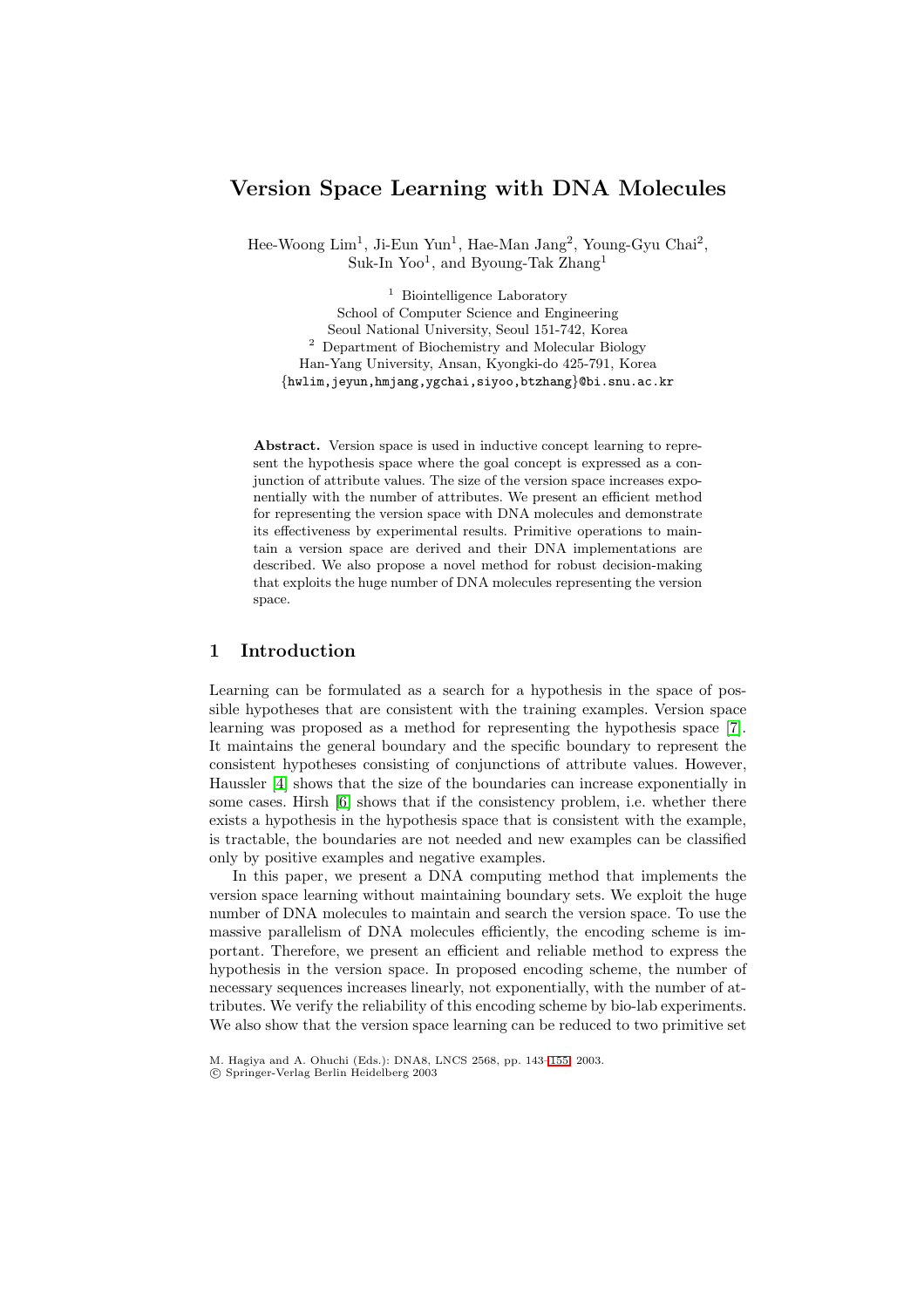# Version Space Learning with DNA Molecules

Hee-Woong Lim[1], Ji-Eun Yun[1], Hae-Man Jang[2], Young-Gyu Chai[2], Suk-In Yoo[1], and Byoung-Tak Zhang[1]

[1] Biointelligence Laboratory
School of Computer Science and Engineering
Seoul National University, Seoul 151-742, Korea

[2] Department of Biochemistry and Molecular Biology
Han-Yang University, Ansan, Kyongki-do 425-791, Korea

{hwlim,jeyun,hmjang,ygchai,siyoo,btzhang}@bi.snu.ac.kr

**Abstract.** Version space is used in inductive concept learning to represent the hypothesis space where the goal concept is expressed as a conjunction of attribute values. The size of the version space increases exponentially with the number of attributes. We present an efficient method for representing the version space with DNA molecules and demonstrate its effectiveness by experimental results. Primitive operations to maintain a version space are derived and their DNA implementations are described. We also propose a novel method for robust decision-making that exploits the huge number of DNA molecules representing the version space.

## 1 Introduction

Learning can be formulated as a search for a hypothesis in the space of possible hypotheses that are consistent with the training examples. Version space learning was proposed as a method for representing the hypothesis space [7]. It maintains the general boundary and the specific boundary to represent the consistent hypotheses consisting of conjunctions of attribute values. However, Haussler [4] shows that the size of the boundaries can increase exponentially in some cases. Hirsh [6] shows that if the consistency problem, i.e. whether there exists a hypothesis in the hypothesis space that is consistent with the example, is tractable, the boundaries are not needed and new examples can be classified only by positive examples and negative examples.

In this paper, we present a DNA computing method that implements the version space learning without maintaining boundary sets. We exploit the huge number of DNA molecules to maintain and search the version space. To use the massive parallelism of DNA molecules efficiently, the encoding scheme is important. Therefore, we present an efficient and reliable method to express the hypothesis in the version space. In proposed encoding scheme, the number of necessary sequences increases linearly, not exponentially, with the number of attributes. We verify the reliability of this encoding scheme by bio-lab experiments. We also show that the version space learning can be reduced to two primitive set

M. Hagiya and A. Ohuchi (Eds.): DNA8, LNCS 2568, pp. 143–155, 2003.
© Springer-Verlag Berlin Heidelberg 2003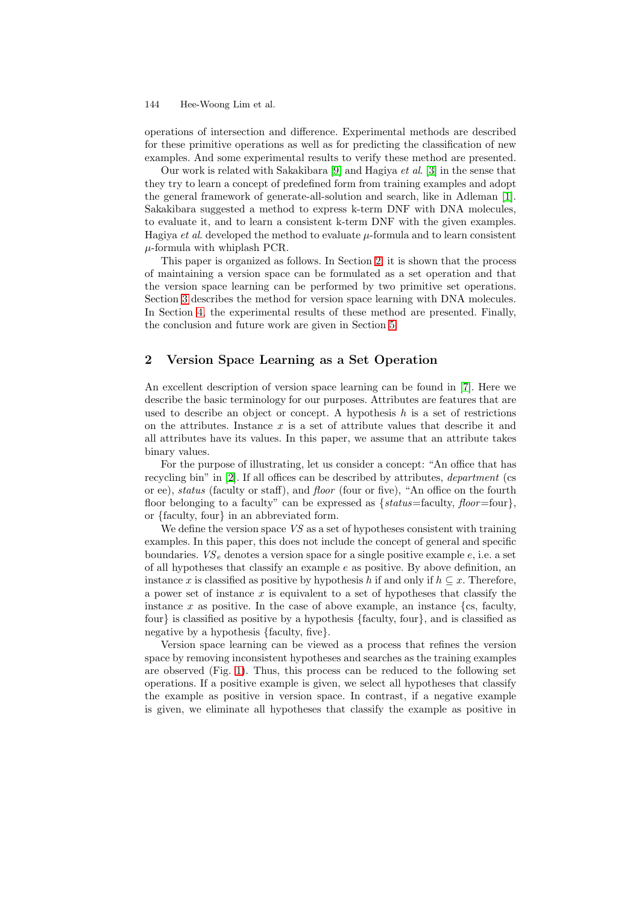operations of intersection and difference. Experimental methods are described for these primitive operations as well as for predicting the classification of new examples. And some experimental results to verify these method are presented.

Our work is related with Sakakibara [9] and Hagiya *et al*. [3] in the sense that they try to learn a concept of predefined form from training examples and adopt the general framework of generate-all-solution and search, like in Adleman [1]. Sakakibara suggested a method to express k-term DNF with DNA molecules, to evaluate it, and to learn a consistent k-term DNF with the given examples. Hagiya *et al*. developed the method to evaluate $\mu$-formula and to learn consistent $\mu$-formula with whiplash PCR.

This paper is organized as follows. In Section 2, it is shown that the process of maintaining a version space can be formulated as a set operation and that the version space learning can be performed by two primitive set operations. Section 3 describes the method for version space learning with DNA molecules. In Section 4, the experimental results of these method are presented. Finally, the conclusion and future work are given in Section 5.

## 2 Version Space Learning as a Set Operation

An excellent description of version space learning can be found in [7]. Here we describe the basic terminology for our purposes. Attributes are features that are used to describe an object or concept. A hypothesis $h$ is a set of restrictions on the attributes. Instance $x$ is a set of attribute values that describe it and all attributes have its values. In this paper, we assume that an attribute takes binary values.

For the purpose of illustrating, let us consider a concept: "An office that has recycling bin" in [2]. If all offices can be described by attributes, *department* (cs or ee), *status* (faculty or staff), and *floor* (four or five), "An office on the fourth floor belonging to a faculty" can be expressed as {*status*=faculty, *floor*=four}, or {faculty, four} in an abbreviated form.

We define the version space $VS$ as a set of hypotheses consistent with training examples. In this paper, this does not include the concept of general and specific boundaries. $VS_e$ denotes a version space for a single positive example $e$, i.e. a set of all hypotheses that classify an example $e$ as positive. By above definition, an instance $x$ is classified as positive by hypothesis $h$ if and only if $h \subseteq x$. Therefore, a power set of instance $x$ is equivalent to a set of hypotheses that classify the instance $x$ as positive. In the case of above example, an instance {cs, faculty, four} is classified as positive by a hypothesis {faculty, four}, and is classified as negative by a hypothesis {faculty, five}.

Version space learning can be viewed as a process that refines the version space by removing inconsistent hypotheses and searches as the training examples are observed (Fig. 1). Thus, this process can be reduced to the following set operations. If a positive example is given, we select all hypotheses that classify the example as positive in version space. In contrast, if a negative example is given, we eliminate all hypotheses that classify the example as positive in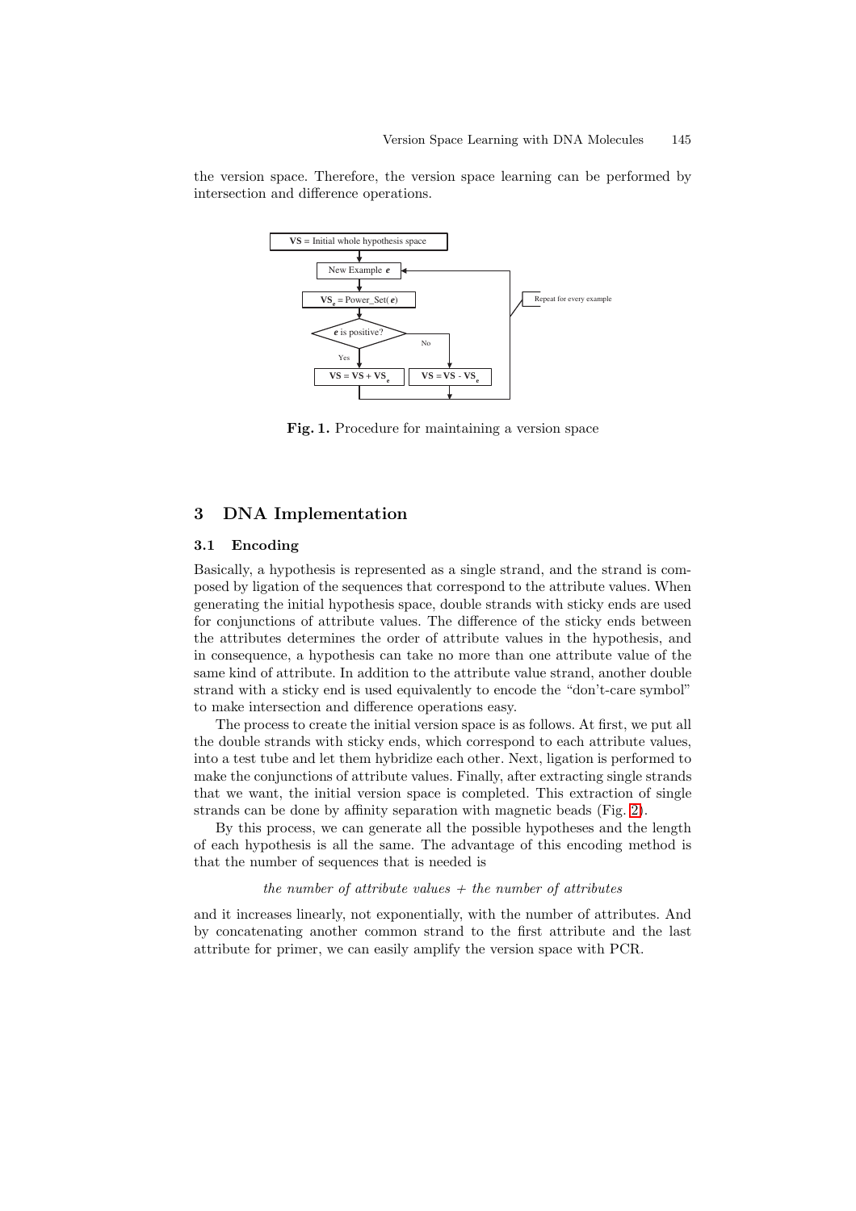the version space. Therefore, the version space learning can be performed by intersection and difference operations.

VS = Initial whole hypothesis space

New Example *e*

$VS_e$ = Power_Set( *e* )

*e* is positive?

Yes

No

VS = VS + $VS_e$

VS = VS - $VS_e$

Repeat for every example

**Fig. 1.** Procedure for maintaining a version space

## 3 DNA Implementation

### 3.1 Encoding

Basically, a hypothesis is represented as a single strand, and the strand is composed by ligation of the sequences that correspond to the attribute values. When generating the initial hypothesis space, double strands with sticky ends are used for conjunctions of attribute values. The difference of the sticky ends between the attributes determines the order of attribute values in the hypothesis, and in consequence, a hypothesis can take no more than one attribute value of the same kind of attribute. In addition to the attribute value strand, another double strand with a sticky end is used equivalently to encode the "don't-care symbol" to make intersection and difference operations easy.

The process to create the initial version space is as follows. At first, we put all the double strands with sticky ends, which correspond to each attribute values, into a test tube and let them hybridize each other. Next, ligation is performed to make the conjunctions of attribute values. Finally, after extracting single strands that we want, the initial version space is completed. This extraction of single strands can be done by affinity separation with magnetic beads (Fig. 2).

By this process, we can generate all the possible hypotheses and the length of each hypothesis is all the same. The advantage of this encoding method is that the number of sequences that is needed is

*the number of attribute values + the number of attributes*

and it increases linearly, not exponentially, with the number of attributes. And by concatenating another common strand to the first attribute and the last attribute for primer, we can easily amplify the version space with PCR.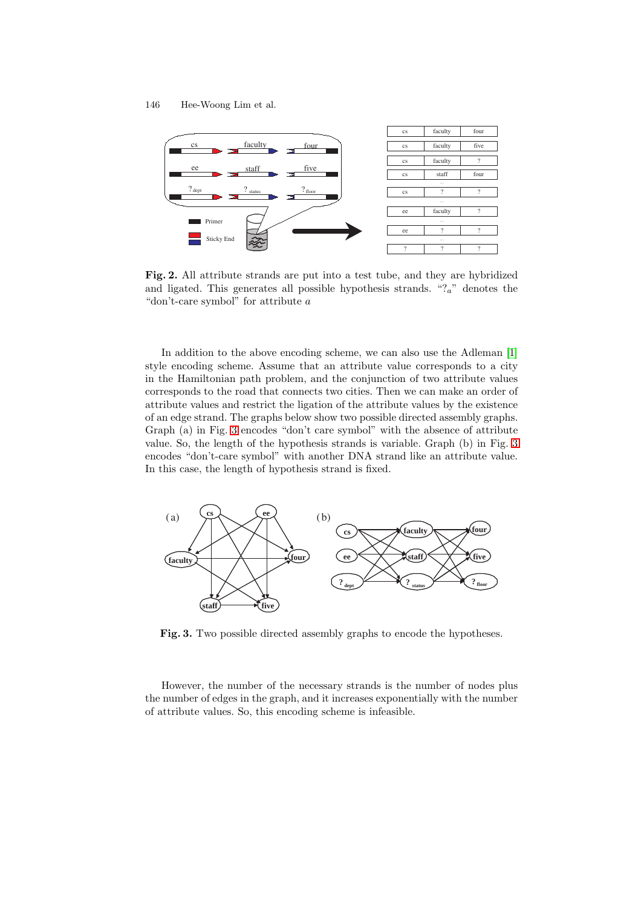**Fig. 2.** All attribute strands are put into a test tube, and they are hybridized and ligated. This generates all possible hypothesis strands. "$?_a$" denotes the "don't-care symbol" for attribute $a$

In addition to the above encoding scheme, we can also use the Adleman [1] style encoding scheme. Assume that an attribute value corresponds to a city in the Hamiltonian path problem, and the conjunction of two attribute values corresponds to the road that connects two cities. Then we can make an order of attribute values and restrict the ligation of the attribute values by the existence of an edge strand. The graphs below show two possible directed assembly graphs. Graph (a) in Fig. 3 encodes "don't care symbol" with the absence of attribute value. So, the length of the hypothesis strands is variable. Graph (b) in Fig. 3 encodes "don't-care symbol" with another DNA strand like an attribute value. In this case, the length of hypothesis strand is fixed.

**Fig. 3.** Two possible directed assembly graphs to encode the hypotheses.

However, the number of the necessary strands is the number of nodes plus the number of edges in the graph, and it increases exponentially with the number of attribute values. So, this encoding scheme is infeasible.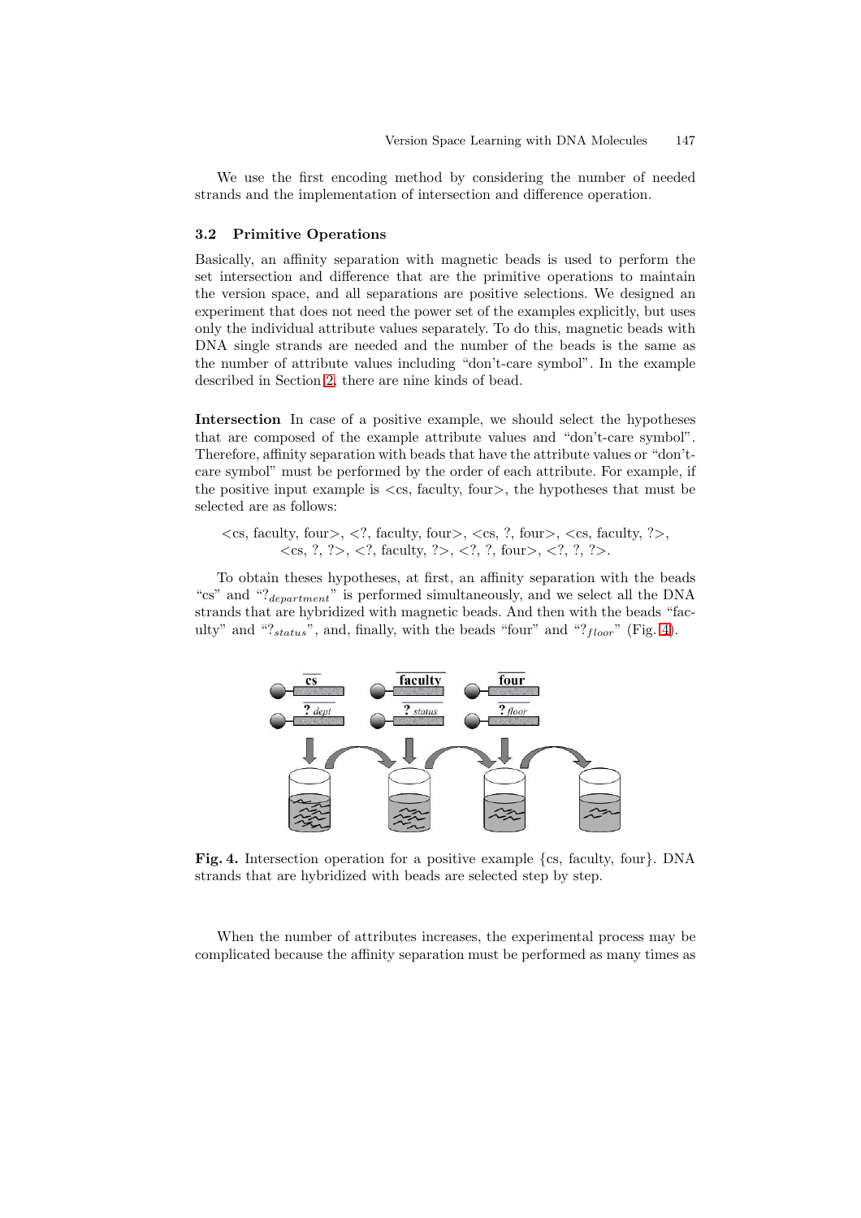We use the first encoding method by considering the number of needed strands and the implementation of intersection and difference operation.

### 3.2 Primitive Operations

Basically, an affinity separation with magnetic beads is used to perform the set intersection and difference that are the primitive operations to maintain the version space, and all separations are positive selections. We designed an experiment that does not need the power set of the examples explicitly, but uses only the individual attribute values separately. To do this, magnetic beads with DNA single strands are needed and the number of the beads is the same as the number of attribute values including "don't-care symbol". In the example described in Section 2, there are nine kinds of bead.

**Intersection** In case of a positive example, we should select the hypotheses that are composed of the example attribute values and "don't-care symbol". Therefore, affinity separation with beads that have the attribute values or "don't-care symbol" must be performed by the order of each attribute. For example, if the positive input example is <cs, faculty, four>, the hypotheses that must be selected are as follows:

<cs, faculty, four>, <?, faculty, four>, <cs, ?, four>, <cs, faculty, ?>, <cs, ?, ?>, <?, faculty, ?>, <?, ?, four>, <?, ?, ?>.

To obtain theses hypotheses, at first, an affinity separation with the beads "cs" and "$?_{department}$" is performed simultaneously, and we select all the DNA strands that are hybridized with magnetic beads. And then with the beads "faculty" and "$?_{status}$", and, finally, with the beads "four" and "$?_{floor}$" (Fig. 4).

**Fig. 4.** Intersection operation for a positive example {cs, faculty, four}. DNA strands that are hybridized with beads are selected step by step.

When the number of attributes increases, the experimental process may be complicated because the affinity separation must be performed as many times as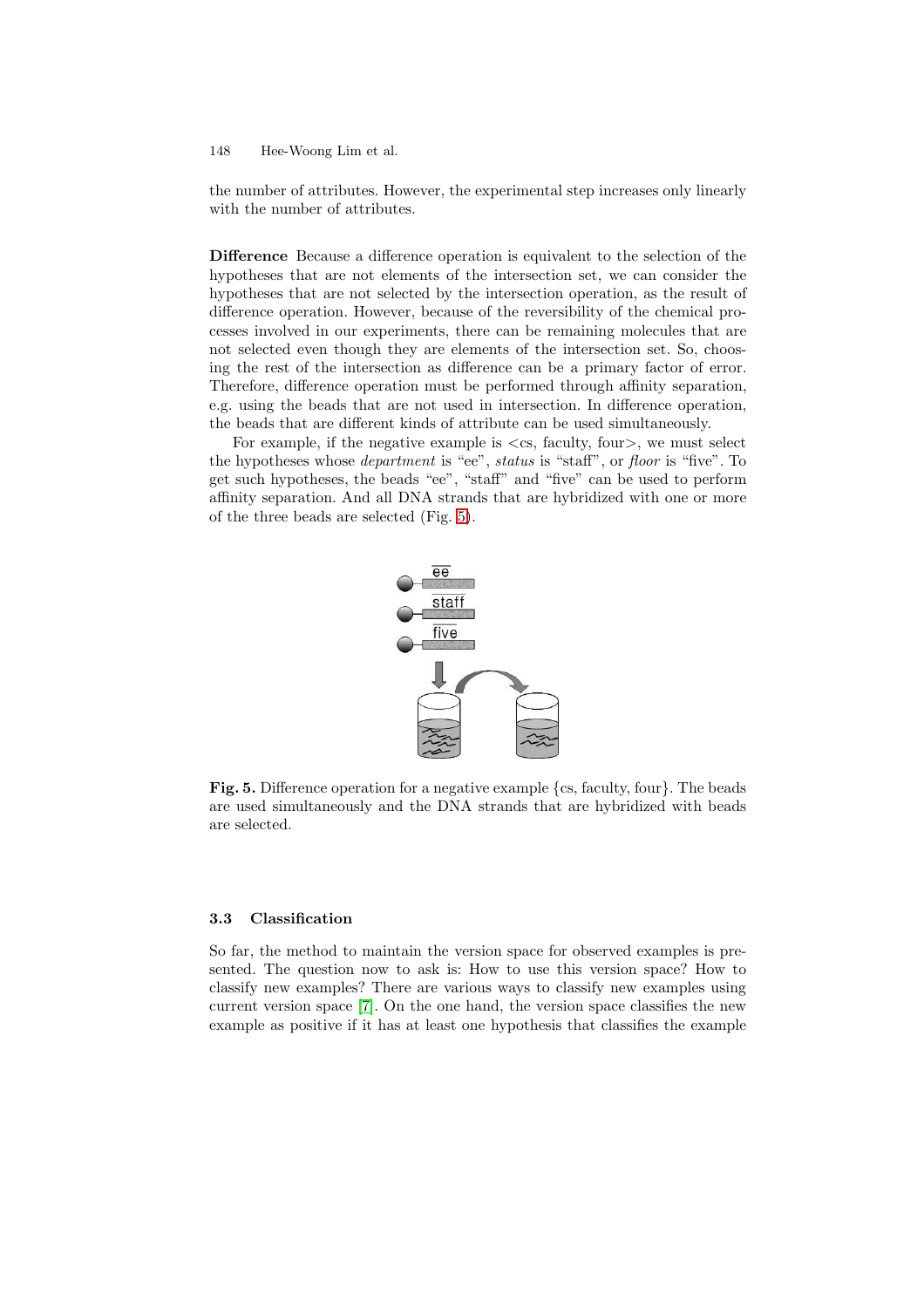the number of attributes. However, the experimental step increases only linearly with the number of attributes.

**Difference** Because a difference operation is equivalent to the selection of the hypotheses that are not elements of the intersection set, we can consider the hypotheses that are not selected by the intersection operation, as the result of difference operation. However, because of the reversibility of the chemical processes involved in our experiments, there can be remaining molecules that are not selected even though they are elements of the intersection set. So, choosing the rest of the intersection as difference can be a primary factor of error. Therefore, difference operation must be performed through affinity separation, e.g. using the beads that are not used in intersection. In difference operation, the beads that are different kinds of attribute can be used simultaneously.

For example, if the negative example is <cs, faculty, four>, we must select the hypotheses whose *department* is "ee", *status* is "staff", or *floor* is "five". To get such hypotheses, the beads "ee", "staff" and "five" can be used to perform affinity separation. And all DNA strands that are hybridized with one or more of the three beads are selected (Fig. 5).

$\overline{\text{ee}}$

$\overline{\text{staff}}$

$\overline{\text{five}}$

**Fig. 5.** Difference operation for a negative example {cs, faculty, four}. The beads are used simultaneously and the DNA strands that are hybridized with beads are selected.

### 3.3 Classification

So far, the method to maintain the version space for observed examples is presented. The question now to ask is: How to use this version space? How to classify new examples? There are various ways to classify new examples using current version space [7]. On the one hand, the version space classifies the new example as positive if it has at least one hypothesis that classifies the example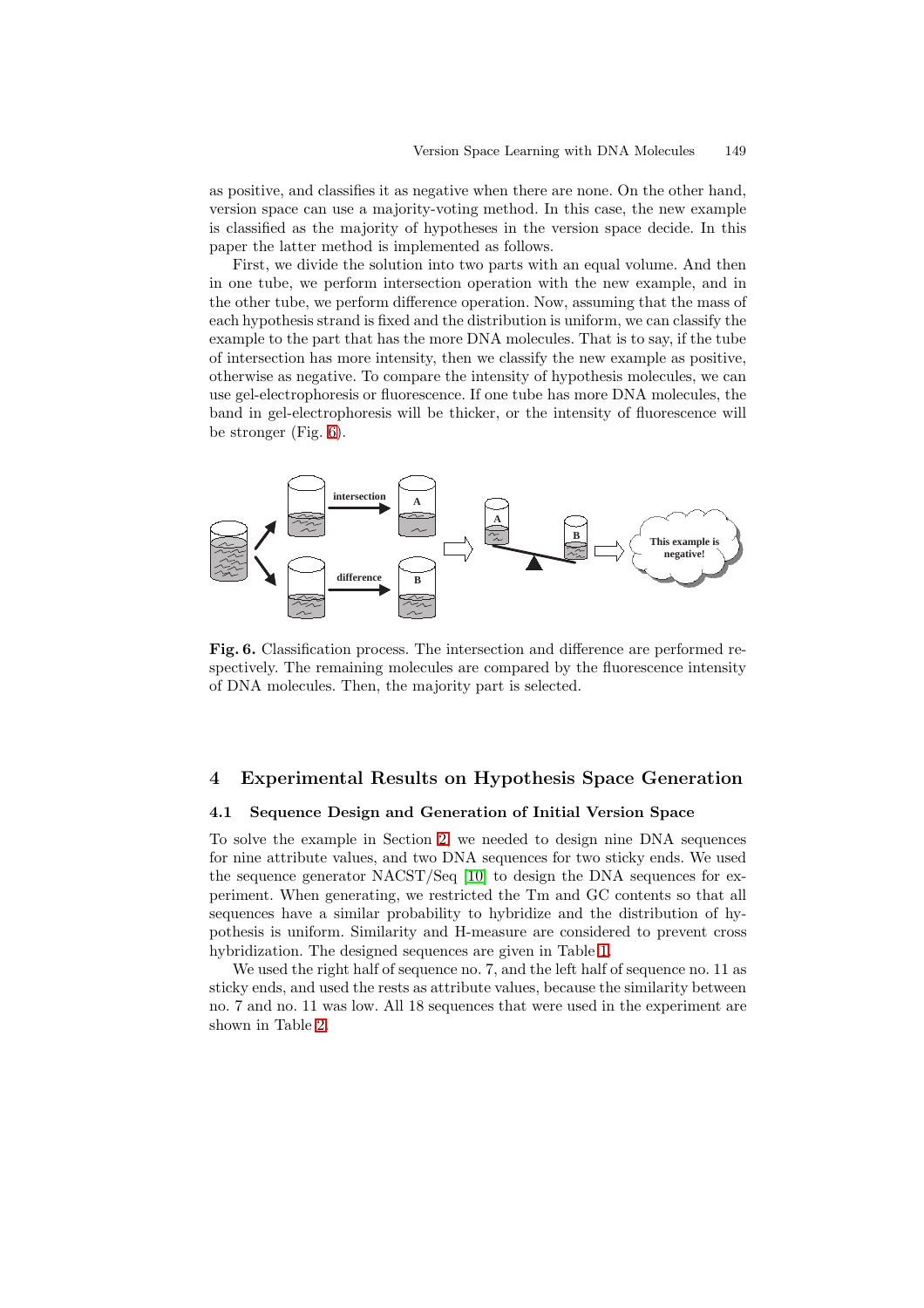as positive, and classifies it as negative when there are none. On the other hand, version space can use a majority-voting method. In this case, the new example is classified as the majority of hypotheses in the version space decide. In this paper the latter method is implemented as follows.

First, we divide the solution into two parts with an equal volume. And then in one tube, we perform intersection operation with the new example, and in the other tube, we perform difference operation. Now, assuming that the mass of each hypothesis strand is fixed and the distribution is uniform, we can classify the example to the part that has the more DNA molecules. That is to say, if the tube of intersection has more intensity, then we classify the new example as positive, otherwise as negative. To compare the intensity of hypothesis molecules, we can use gel-electrophoresis or fluorescence. If one tube has more DNA molecules, the band in gel-electrophoresis will be thicker, or the intensity of fluorescence will be stronger (Fig. 6).

intersection
A
difference
B
A
B
This example is negative!

**Fig. 6.** Classification process. The intersection and difference are performed respectively. The remaining molecules are compared by the fluorescence intensity of DNA molecules. Then, the majority part is selected.

## 4 Experimental Results on Hypothesis Space Generation

### 4.1 Sequence Design and Generation of Initial Version Space

To solve the example in Section 2, we needed to design nine DNA sequences for nine attribute values, and two DNA sequences for two sticky ends. We used the sequence generator NACST/Seq [10] to design the DNA sequences for experiment. When generating, we restricted the Tm and GC contents so that all sequences have a similar probability to hybridize and the distribution of hypothesis is uniform. Similarity and H-measure are considered to prevent cross hybridization. The designed sequences are given in Table 1.

We used the right half of sequence no. 7, and the left half of sequence no. 11 as sticky ends, and used the rests as attribute values, because the similarity between no. 7 and no. 11 was low. All 18 sequences that were used in the experiment are shown in Table 2.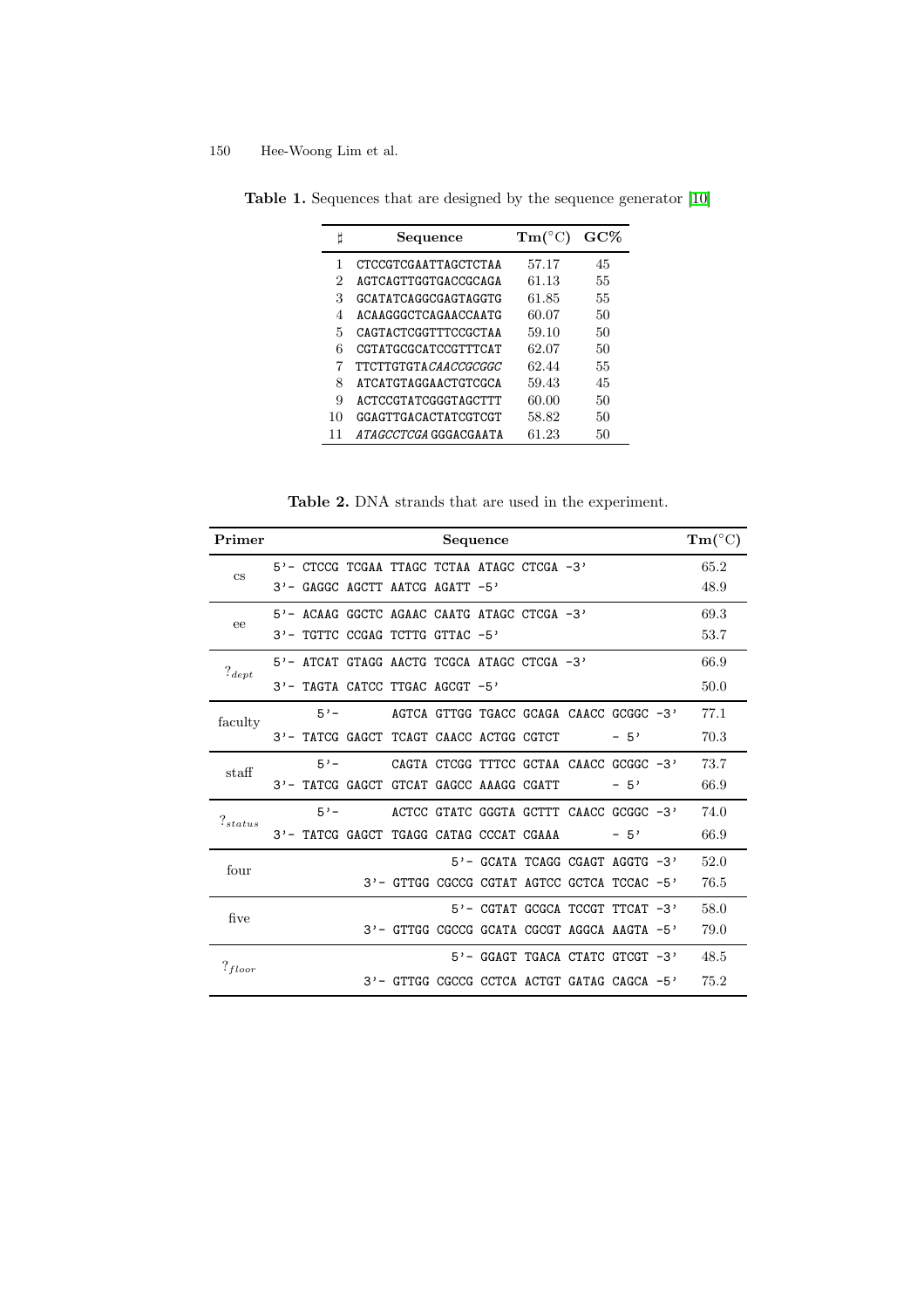**Table 1.** Sequences that are designed by the sequence generator [10]

| ♯ | Sequence | Tm(°C) | GC% |
|---|---|---|---|
| 1 | CTCCGTCGAATTAGCTCTAA | 57.17 | 45 |
| 2 | AGTCAGTTGGTGACCGCAGA | 61.13 | 55 |
| 3 | GCATATCAGGCGAGTAGGTG | 61.85 | 55 |
| 4 | ACAAGGGCTCAGAACCAATG | 60.07 | 50 |
| 5 | CAGTACTCGGTTTCCGCTAA | 59.10 | 50 |
| 6 | CGTATGCGCATCCGTTTCAT | 62.07 | 50 |
| 7 | TTCTTGTGTA*CAACCGCGGC* | 62.44 | 55 |
| 8 | ATCATGTAGGAACTGTCGCA | 59.43 | 45 |
| 9 | ACTCCGTATCGGGTAGCTTT | 60.00 | 50 |
| 10 | GGAGTTGACACTATCGTCGT | 58.82 | 50 |
| 11 | *ATAGCCTCGA* GGGACGAATA | 61.23 | 50 |

**Table 2.** DNA strands that are used in the experiment.

| Primer | Sequence | Tm(°C) |
|---|---|---|
| cs | 5'- CTCCG TCGAA TTAGC TCTAA ATAGC CTCGA -3' | 65.2 |
| | 3'- GAGGC AGCTT AATCG AGATT -5' | 48.9 |
| ee | 5'- ACAAG GGCTC AGAAC CAATG ATAGC CTCGA -3' | 69.3 |
| | 3'- TGTTC CCGAG TCTTG GTTAC -5' | 53.7 |
| $?_{dept}$ | 5'- ATCAT GTAGG AACTG TCGCA ATAGC CTCGA -3' | 66.9 |
| | 3'- TAGTA CATCC TTGAC AGCGT -5' | 50.0 |
| faculty | 5'- AGTCA GTTGG TGACC GCAGA CAACC GCGGC -3' | 77.1 |
| | 3'- TATCG GAGCT TCAGT CAACC ACTGG CGTCT - 5' | 70.3 |
| staff | 5'- CAGTA CTCGG TTTCC GCTAA CAACC GCGGC -3' | 73.7 |
| | 3'- TATCG GAGCT GTCAT GAGCC AAAGG CGATT - 5' | 66.9 |
| $?_{status}$ | 5'- ACTCC GTATC GGGTA GCTTT CAACC GCGGC -3' | 74.0 |
| | 3'- TATCG GAGCT TGAGG CATAG CCCAT CGAAA - 5' | 66.9 |
| four | 5'- GCATA TCAGG CGAGT AGGTG -3' | 52.0 |
| | 3'- GTTGG CGCCG CGTAT AGTCC GCTCA TCCAC -5' | 76.5 |
| five | 5'- CGTAT GCGCA TCCGT TTCAT -3' | 58.0 |
| | 3'- GTTGG CGCCG GCATA CGCGT AGGCA AAGTA -5' | 79.0 |
| $?_{floor}$ | 5'- GGAGT TGACA CTATC GTCGT -3' | 48.5 |
| | 3'- GTTGG CGCCG CCTCA ACTGT GATAG CAGCA -5' | 75.2 |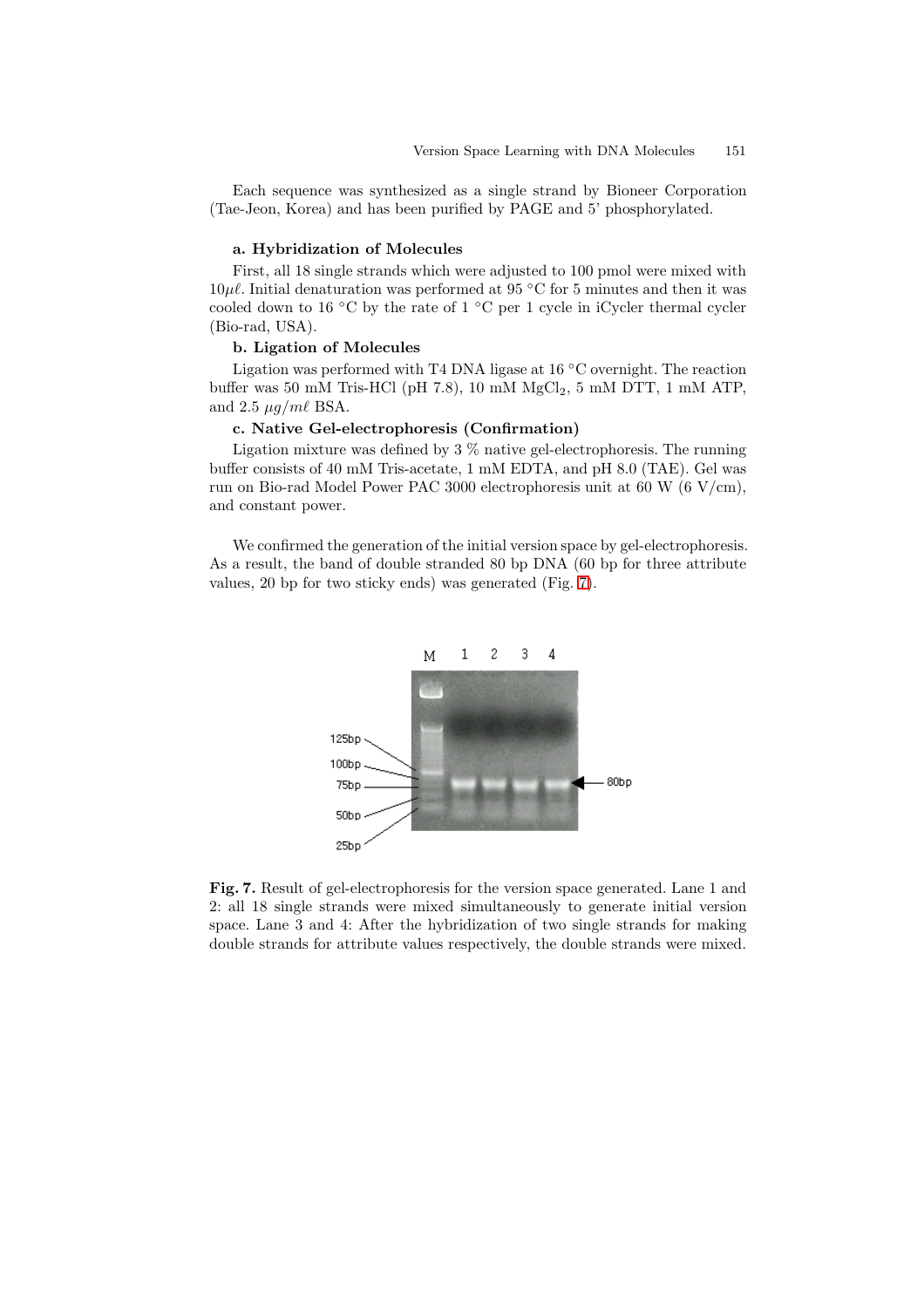Each sequence was synthesized as a single strand by Bioneer Corporation (Tae-Jeon, Korea) and has been purified by PAGE and 5' phosphorylated.

**a. Hybridization of Molecules**

First, all 18 single strands which were adjusted to 100 pmol were mixed with $10\mu\ell$. Initial denaturation was performed at 95 °C for 5 minutes and then it was cooled down to 16 °C by the rate of 1 °C per 1 cycle in iCycler thermal cycler (Bio-rad, USA).

**b. Ligation of Molecules**

Ligation was performed with T4 DNA ligase at 16 °C overnight. The reaction buffer was 50 mM Tris-HCl (pH 7.8), 10 mM $MgCl_2$, 5 mM DTT, 1 mM ATP, and 2.5 $\mu g/m\ell$ BSA.

**c. Native Gel-electrophoresis (Confirmation)**

Ligation mixture was defined by 3 % native gel-electrophoresis. The running buffer consists of 40 mM Tris-acetate, 1 mM EDTA, and pH 8.0 (TAE). Gel was run on Bio-rad Model Power PAC 3000 electrophoresis unit at 60 W (6 V/cm), and constant power.

We confirmed the generation of the initial version space by gel-electrophoresis. As a result, the band of double stranded 80 bp DNA (60 bp for three attribute values, 20 bp for two sticky ends) was generated (Fig. 7).

**Fig. 7.** Result of gel-electrophoresis for the version space generated. Lane 1 and 2: all 18 single strands were mixed simultaneously to generate initial version space. Lane 3 and 4: After the hybridization of two single strands for making double strands for attribute values respectively, the double strands were mixed.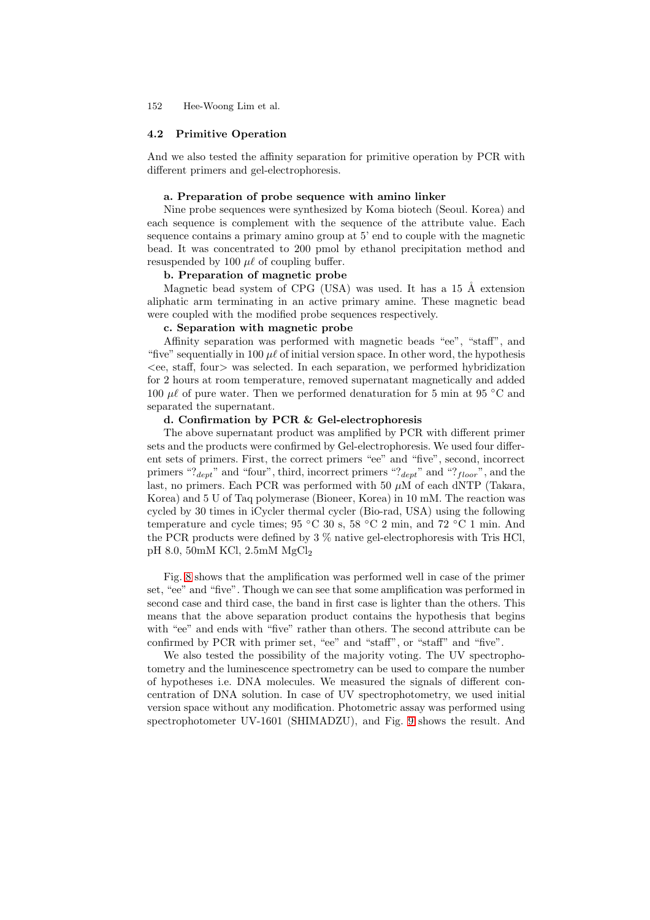### 4.2 Primitive Operation

And we also tested the affinity separation for primitive operation by PCR with different primers and gel-electrophoresis.

**a. Preparation of probe sequence with amino linker**

Nine probe sequences were synthesized by Koma biotech (Seoul. Korea) and each sequence is complement with the sequence of the attribute value. Each sequence contains a primary amino group at 5' end to couple with the magnetic bead. It was concentrated to 200 pmol by ethanol precipitation method and resuspended by 100 $\mu\ell$ of coupling buffer.

**b. Preparation of magnetic probe**

Magnetic bead system of CPG (USA) was used. It has a 15 Å extension aliphatic arm terminating in an active primary amine. These magnetic bead were coupled with the modified probe sequences respectively.

**c. Separation with magnetic probe**

Affinity separation was performed with magnetic beads "ee", "staff", and "five" sequentially in 100 $\mu\ell$ of initial version space. In other word, the hypothesis <ee, staff, four> was selected. In each separation, we performed hybridization for 2 hours at room temperature, removed supernatant magnetically and added 100 $\mu\ell$ of pure water. Then we performed denaturation for 5 min at 95 °C and separated the supernatant.

**d. Confirmation by PCR & Gel-electrophoresis**

The above supernatant product was amplified by PCR with different primer sets and the products were confirmed by Gel-electrophoresis. We used four different sets of primers. First, the correct primers "ee" and "five", second, incorrect primers "$?_{dept}$" and "four", third, incorrect primers "$?_{dept}$" and "$?_{floor}$", and the last, no primers. Each PCR was performed with 50 $\mu$M of each dNTP (Takara, Korea) and 5 U of Taq polymerase (Bioneer, Korea) in 10 mM. The reaction was cycled by 30 times in iCycler thermal cycler (Bio-rad, USA) using the following temperature and cycle times; 95 °C 30 s, 58 °C 2 min, and 72 °C 1 min. And the PCR products were defined by 3 % native gel-electrophoresis with Tris HCl, pH 8.0, 50mM KCl, 2.5mM $MgCl_2$

Fig. 8 shows that the amplification was performed well in case of the primer set, "ee" and "five". Though we can see that some amplification was performed in second case and third case, the band in first case is lighter than the others. This means that the above separation product contains the hypothesis that begins with "ee" and ends with "five" rather than others. The second attribute can be confirmed by PCR with primer set, "ee" and "staff", or "staff" and "five".

We also tested the possibility of the majority voting. The UV spectrophotometry and the luminescence spectrometry can be used to compare the number of hypotheses i.e. DNA molecules. We measured the signals of different concentration of DNA solution. In case of UV spectrophotometry, we used initial version space without any modification. Photometric assay was performed using spectrophotometer UV-1601 (SHIMADZU), and Fig. 9 shows the result. And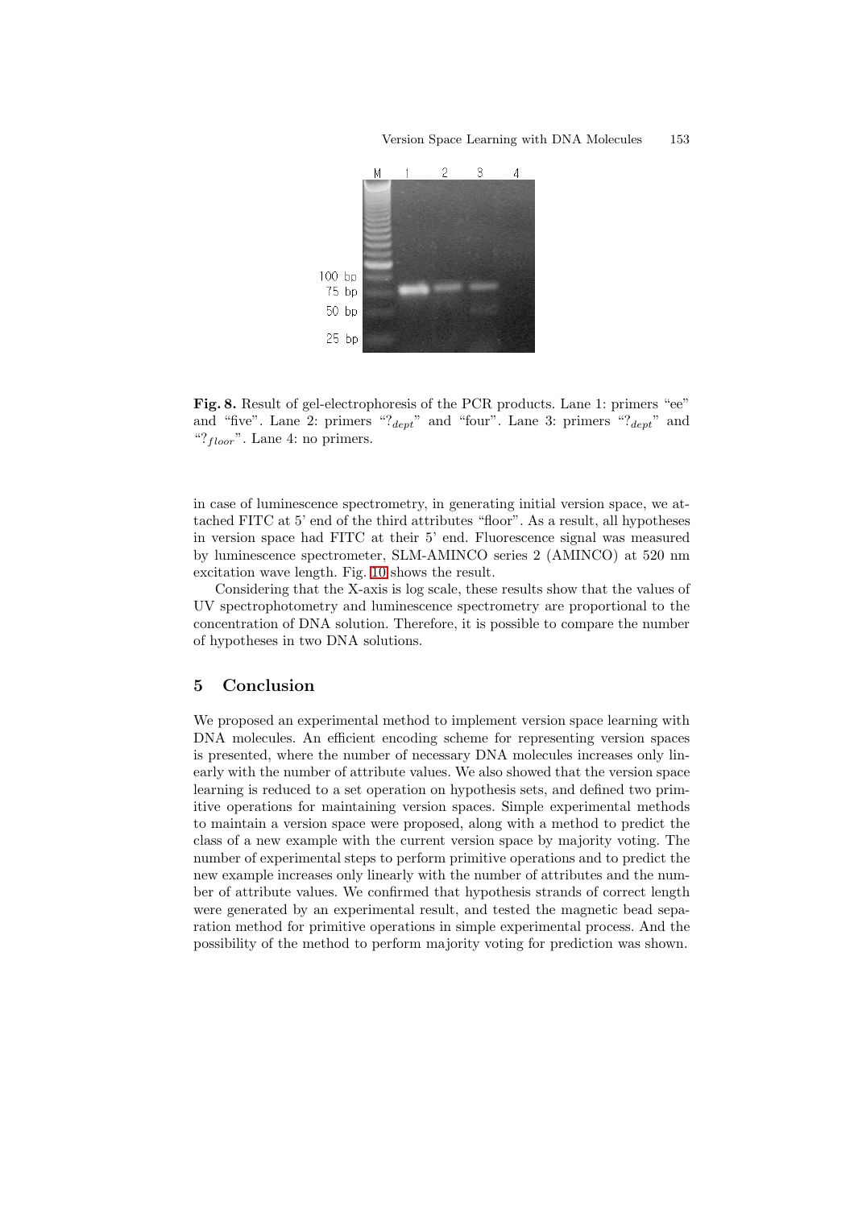**Fig. 8.** Result of gel-electrophoresis of the PCR products. Lane 1: primers "ee" and "five". Lane 2: primers "$?_{dept}$" and "four". Lane 3: primers "$?_{dept}$" and "$?_{floor}$". Lane 4: no primers.

in case of luminescence spectrometry, in generating initial version space, we attached FITC at 5' end of the third attributes "floor". As a result, all hypotheses in version space had FITC at their 5' end. Fluorescence signal was measured by luminescence spectrometer, SLM-AMINCO series 2 (AMINCO) at 520 nm excitation wave length. Fig. 10 shows the result.

Considering that the X-axis is log scale, these results show that the values of UV spectrophotometry and luminescence spectrometry are proportional to the concentration of DNA solution. Therefore, it is possible to compare the number of hypotheses in two DNA solutions.

## 5 Conclusion

We proposed an experimental method to implement version space learning with DNA molecules. An efficient encoding scheme for representing version spaces is presented, where the number of necessary DNA molecules increases only linearly with the number of attribute values. We also showed that the version space learning is reduced to a set operation on hypothesis sets, and defined two primitive operations for maintaining version spaces. Simple experimental methods to maintain a version space were proposed, along with a method to predict the class of a new example with the current version space by majority voting. The number of experimental steps to perform primitive operations and to predict the new example increases only linearly with the number of attributes and the number of attribute values. We confirmed that hypothesis strands of correct length were generated by an experimental result, and tested the magnetic bead separation method for primitive operations in simple experimental process. And the possibility of the method to perform majority voting for prediction was shown.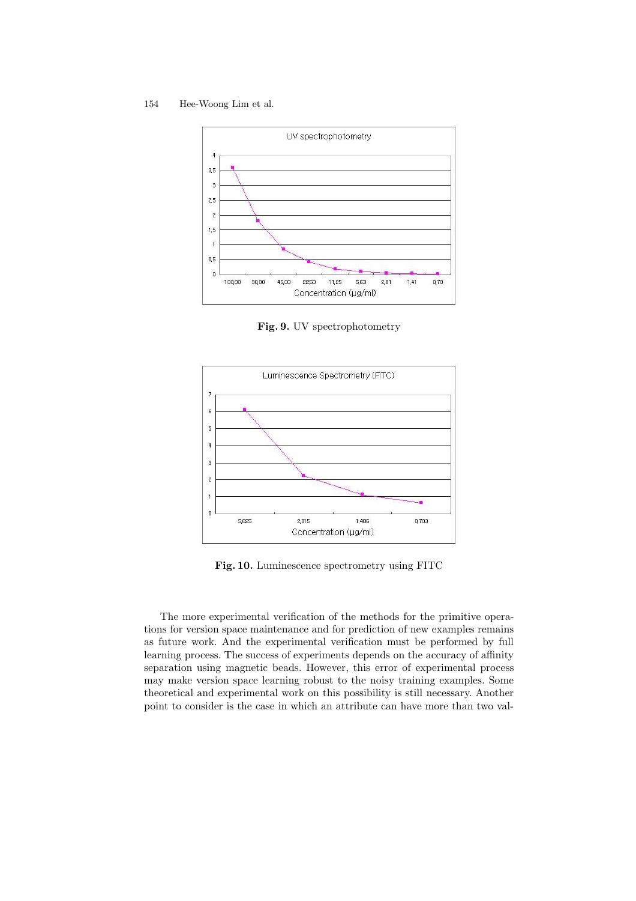**Fig. 9.** UV spectrophotometry

**Fig. 10.** Luminescence spectrometry using FITC

The more experimental verification of the methods for the primitive operations for version space maintenance and for prediction of new examples remains as future work. And the experimental verification must be performed by full learning process. The success of experiments depends on the accuracy of affinity separation using magnetic beads. However, this error of experimental process may make version space learning robust to the noisy training examples. Some theoretical and experimental work on this possibility is still necessary. Another point to consider is the case in which an attribute can have more than two val-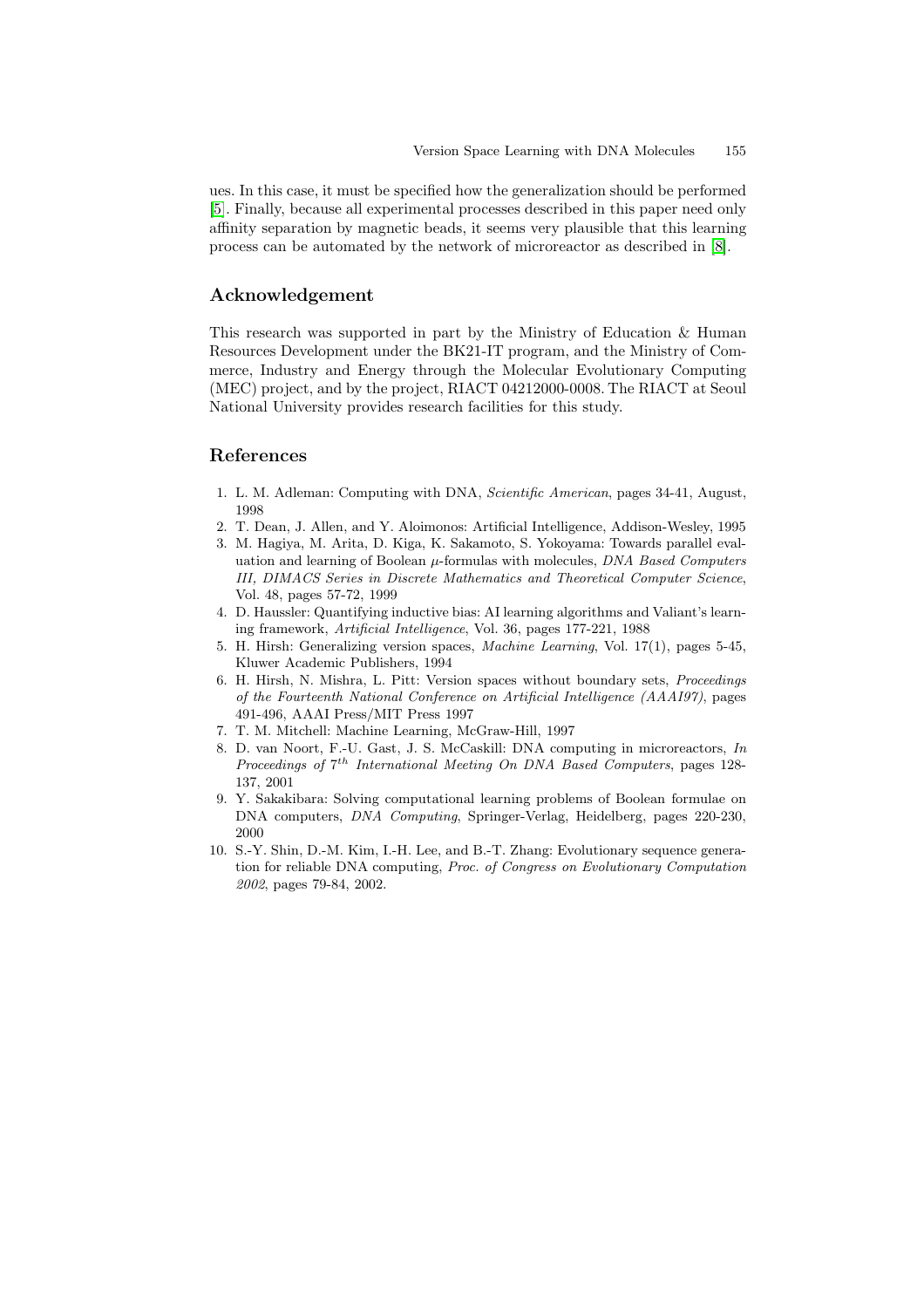ues. In this case, it must be specified how the generalization should be performed [5]. Finally, because all experimental processes described in this paper need only affinity separation by magnetic beads, it seems very plausible that this learning process can be automated by the network of microreactor as described in [8].

## Acknowledgement

This research was supported in part by the Ministry of Education & Human Resources Development under the BK21-IT program, and the Ministry of Commerce, Industry and Energy through the Molecular Evolutionary Computing (MEC) project, and by the project, RIACT 04212000-0008. The RIACT at Seoul National University provides research facilities for this study.

## References

1. L. M. Adleman: Computing with DNA, *Scientific American*, pages 34-41, August, 1998
2. T. Dean, J. Allen, and Y. Aloimonos: Artificial Intelligence, Addison-Wesley, 1995
3. M. Hagiya, M. Arita, D. Kiga, K. Sakamoto, S. Yokoyama: Towards parallel evaluation and learning of Boolean $\mu$-formulas with molecules, *DNA Based Computers III, DIMACS Series in Discrete Mathematics and Theoretical Computer Science*, Vol. 48, pages 57-72, 1999
4. D. Haussler: Quantifying inductive bias: AI learning algorithms and Valiant's learning framework, *Artificial Intelligence*, Vol. 36, pages 177-221, 1988
5. H. Hirsh: Generalizing version spaces, *Machine Learning*, Vol. 17(1), pages 5-45, Kluwer Academic Publishers, 1994
6. H. Hirsh, N. Mishra, L. Pitt: Version spaces without boundary sets, *Proceedings of the Fourteenth National Conference on Artificial Intelligence (AAAI97)*, pages 491-496, AAAI Press/MIT Press 1997
7. T. M. Mitchell: Machine Learning, McGraw-Hill, 1997
8. D. van Noort, F.-U. Gast, J. S. McCaskill: DNA computing in microreactors, *In Proceedings of $7^{th}$ International Meeting On DNA Based Computers*, pages 128-137, 2001
9. Y. Sakakibara: Solving computational learning problems of Boolean formulae on DNA computers, *DNA Computing*, Springer-Verlag, Heidelberg, pages 220-230, 2000
10. S.-Y. Shin, D.-M. Kim, I.-H. Lee, and B.-T. Zhang: Evolutionary sequence generation for reliable DNA computing, *Proc. of Congress on Evolutionary Computation 2002*, pages 79-84, 2002.